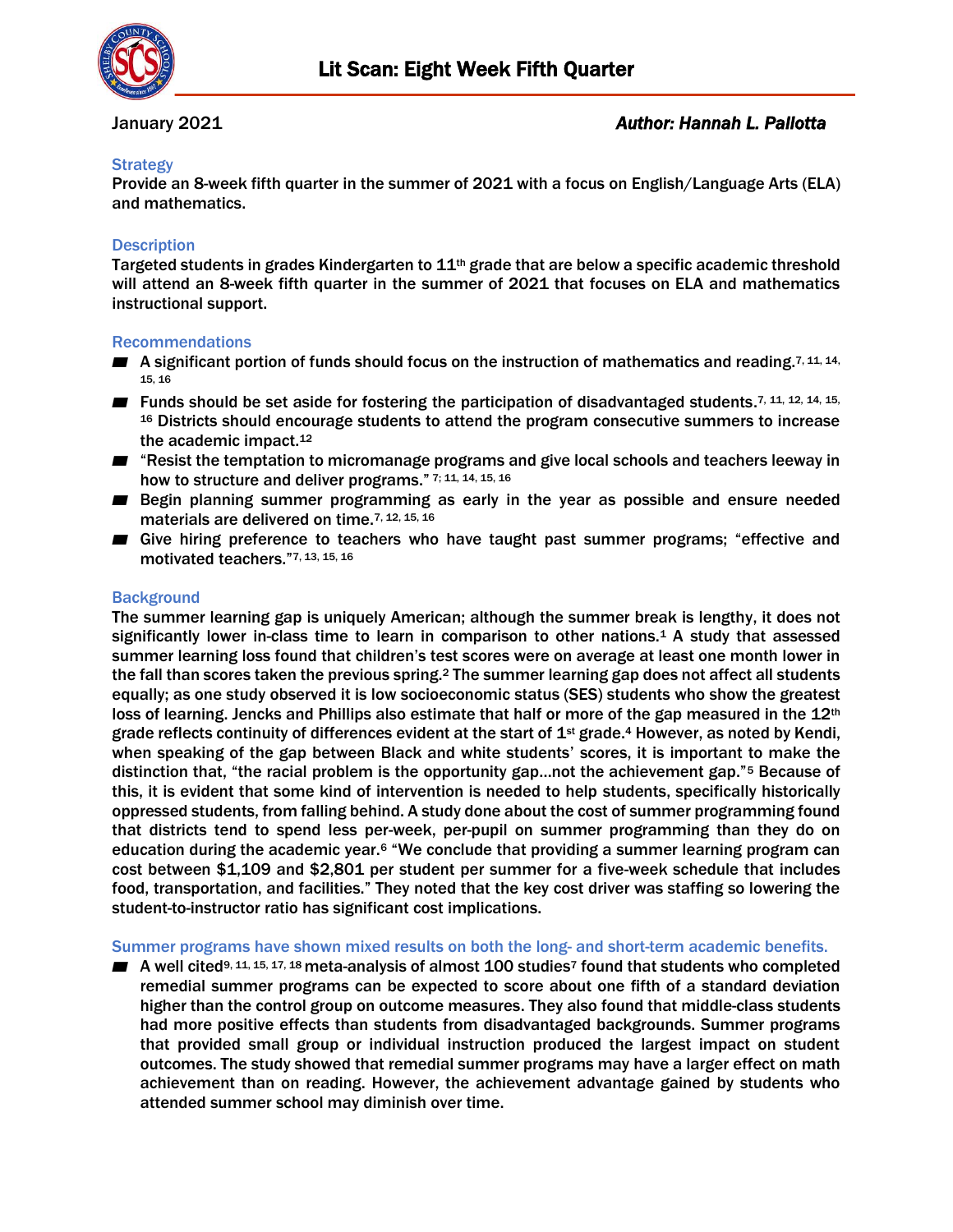# Lit Scan: Eight Week Fifth Quarter

January 2021 *Author: Hannah L. Pallotta*

### Strategy

Provide an 8-week fifth quarter in the summer of 2021 with a focus on English/Language Arts (ELA) and mathematics.

### Description

Targeted students in grades Kindergarten to 11th grade that are below a specific academic threshold will attend an 8-week fifth quarter in the summer of 2021 that focuses on ELA and mathematics instructional support.

### Recommendations

- A significant portion of funds should focus on the instruction of mathematics and reading.[7, 11, 14, 15, 16]
- Funds should be set aside for fostering the participation of disadvantaged students.[7, 11, 12, 14, 15, 16] Districts should encourage students to attend the program consecutive summers to increase the academic impact.[12]
- "Resist the temptation to micromanage programs and give local schools and teachers leeway in how to structure and deliver programs." [7; 11, 14, 15, 16]
- Begin planning summer programming as early in the year as possible and ensure needed materials are delivered on time.[7, 12, 15, 16]
- Give hiring preference to teachers who have taught past summer programs; "effective and motivated teachers."[7, 13, 15, 16]

### Background

The summer learning gap is uniquely American; although the summer break is lengthy, it does not significantly lower in-class time to learn in comparison to other nations.[1] A study that assessed summer learning loss found that children's test scores were on average at least one month lower in the fall than scores taken the previous spring.[2] The summer learning gap does not affect all students equally; as one study observed it is low socioeconomic status (SES) students who show the greatest loss of learning. Jencks and Phillips also estimate that half or more of the gap measured in the 12th grade reflects continuity of differences evident at the start of 1st grade.[4] However, as noted by Kendi, when speaking of the gap between Black and white students' scores, it is important to make the distinction that, "the racial problem is the opportunity gap…not the achievement gap."[5] Because of this, it is evident that some kind of intervention is needed to help students, specifically historically oppressed students, from falling behind. A study done about the cost of summer programming found that districts tend to spend less per-week, per-pupil on summer programming than they do on education during the academic year.[6] "We conclude that providing a summer learning program can cost between $1,109 and $2,801 per student per summer for a five-week schedule that includes food, transportation, and facilities." They noted that the key cost driver was staffing so lowering the student-to-instructor ratio has significant cost implications.

### Summer programs have shown mixed results on both the long- and short-term academic benefits.

- A well cited[9, 11, 15, 17, 18] meta-analysis of almost 100 studies[7] found that students who completed remedial summer programs can be expected to score about one fifth of a standard deviation higher than the control group on outcome measures. They also found that middle-class students had more positive effects than students from disadvantaged backgrounds. Summer programs that provided small group or individual instruction produced the largest impact on student outcomes. The study showed that remedial summer programs may have a larger effect on math achievement than on reading. However, the achievement advantage gained by students who attended summer school may diminish over time.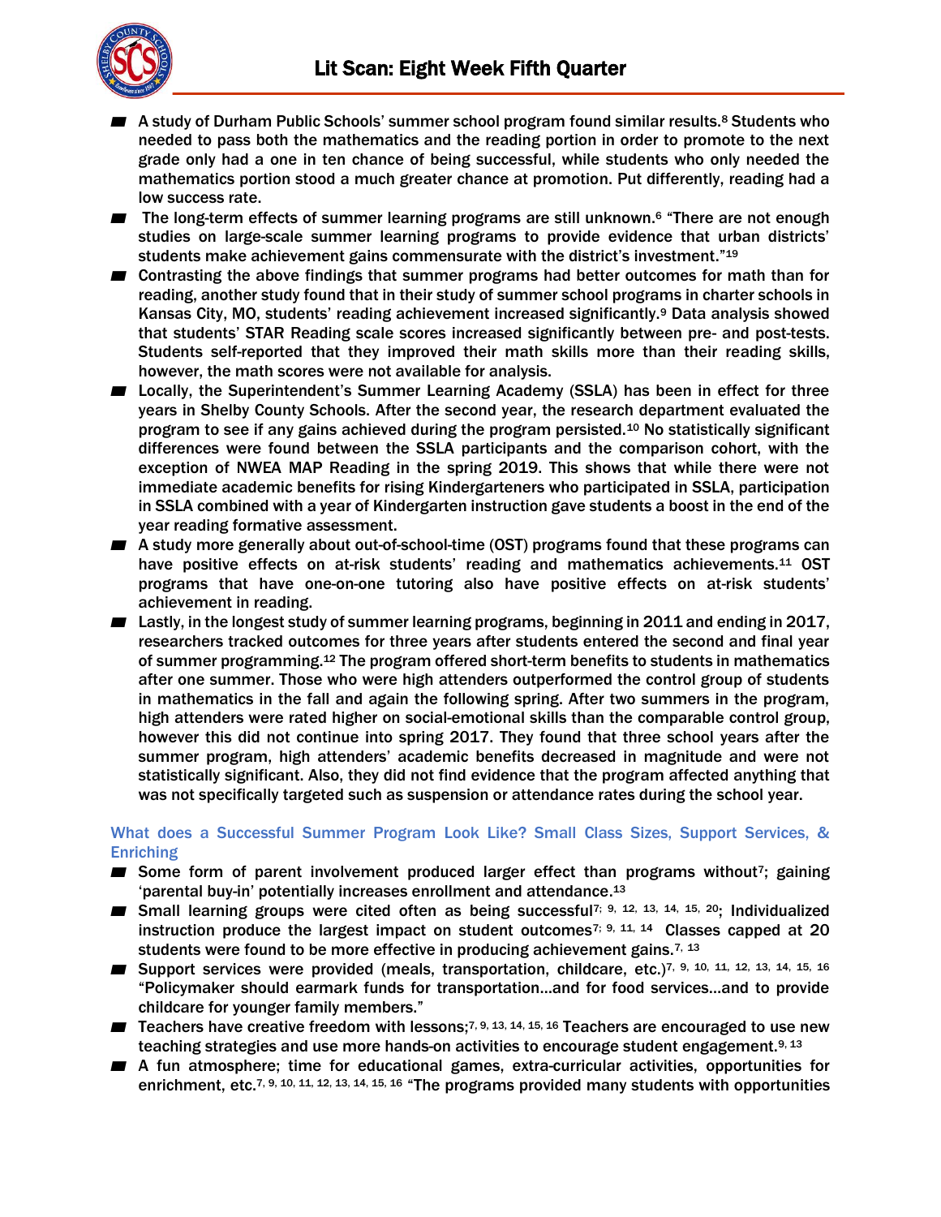- A study of Durham Public Schools' summer school program found similar results.[8] Students who needed to pass both the mathematics and the reading portion in order to promote to the next grade only had a one in ten chance of being successful, while students who only needed the mathematics portion stood a much greater chance at promotion. Put differently, reading had a low success rate.
- The long-term effects of summer learning programs are still unknown.[6] "There are not enough studies on large-scale summer learning programs to provide evidence that urban districts' students make achievement gains commensurate with the district's investment."[19]
- Contrasting the above findings that summer programs had better outcomes for math than for reading, another study found that in their study of summer school programs in charter schools in Kansas City, MO, students' reading achievement increased significantly.[9] Data analysis showed that students' STAR Reading scale scores increased significantly between pre- and post-tests. Students self-reported that they improved their math skills more than their reading skills, however, the math scores were not available for analysis.
- Locally, the Superintendent's Summer Learning Academy (SSLA) has been in effect for three years in Shelby County Schools. After the second year, the research department evaluated the program to see if any gains achieved during the program persisted.[10] No statistically significant differences were found between the SSLA participants and the comparison cohort, with the exception of NWEA MAP Reading in the spring 2019. This shows that while there were not immediate academic benefits for rising Kindergarteners who participated in SSLA, participation in SSLA combined with a year of Kindergarten instruction gave students a boost in the end of the year reading formative assessment.
- A study more generally about out-of-school-time (OST) programs found that these programs can have positive effects on at-risk students' reading and mathematics achievements.[11] OST programs that have one-on-one tutoring also have positive effects on at-risk students' achievement in reading.
- Lastly, in the longest study of summer learning programs, beginning in 2011 and ending in 2017, researchers tracked outcomes for three years after students entered the second and final year of summer programming.[12] The program offered short-term benefits to students in mathematics after one summer. Those who were high attenders outperformed the control group of students in mathematics in the fall and again the following spring. After two summers in the program, high attenders were rated higher on social-emotional skills than the comparable control group, however this did not continue into spring 2017. They found that three school years after the summer program, high attenders' academic benefits decreased in magnitude and were not statistically significant. Also, they did not find evidence that the program affected anything that was not specifically targeted such as suspension or attendance rates during the school year.

### What does a Successful Summer Program Look Like? Small Class Sizes, Support Services, & Enriching

- Some form of parent involvement produced larger effect than programs without[7]; gaining 'parental buy-in' potentially increases enrollment and attendance.[13]
- Small learning groups were cited often as being successful[7; 9, 12, 13, 14, 15, 20]; Individualized instruction produce the largest impact on student outcomes[7; 9, 11, 14] Classes capped at 20 students were found to be more effective in producing achievement gains.[7, 13]
- Support services were provided (meals, transportation, childcare, etc.)[7, 9, 10, 11, 12, 13, 14, 15, 16] "Policymaker should earmark funds for transportation…and for food services…and to provide childcare for younger family members."
- Teachers have creative freedom with lessons;[7, 9, 13, 14, 15, 16] Teachers are encouraged to use new teaching strategies and use more hands-on activities to encourage student engagement.[9, 13]
- A fun atmosphere; time for educational games, extra-curricular activities, opportunities for enrichment, etc.[7, 9, 10, 11, 12, 13, 14, 15, 16] "The programs provided many students with opportunities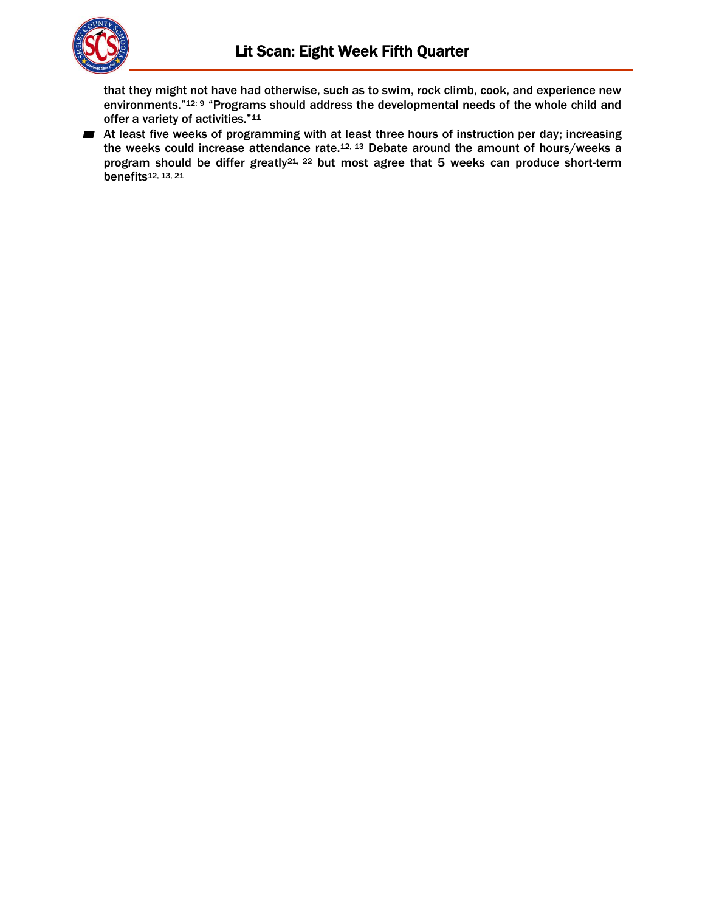that they might not have had otherwise, such as to swim, rock climb, cook, and experience new environments."[12; 9] "Programs should address the developmental needs of the whole child and offer a variety of activities."[11]

- At least five weeks of programming with at least three hours of instruction per day; increasing the weeks could increase attendance rate.[12, 13] Debate around the amount of hours/weeks a program should be differ greatly[21, 22] but most agree that 5 weeks can produce short-term benefits[12, 13, 21]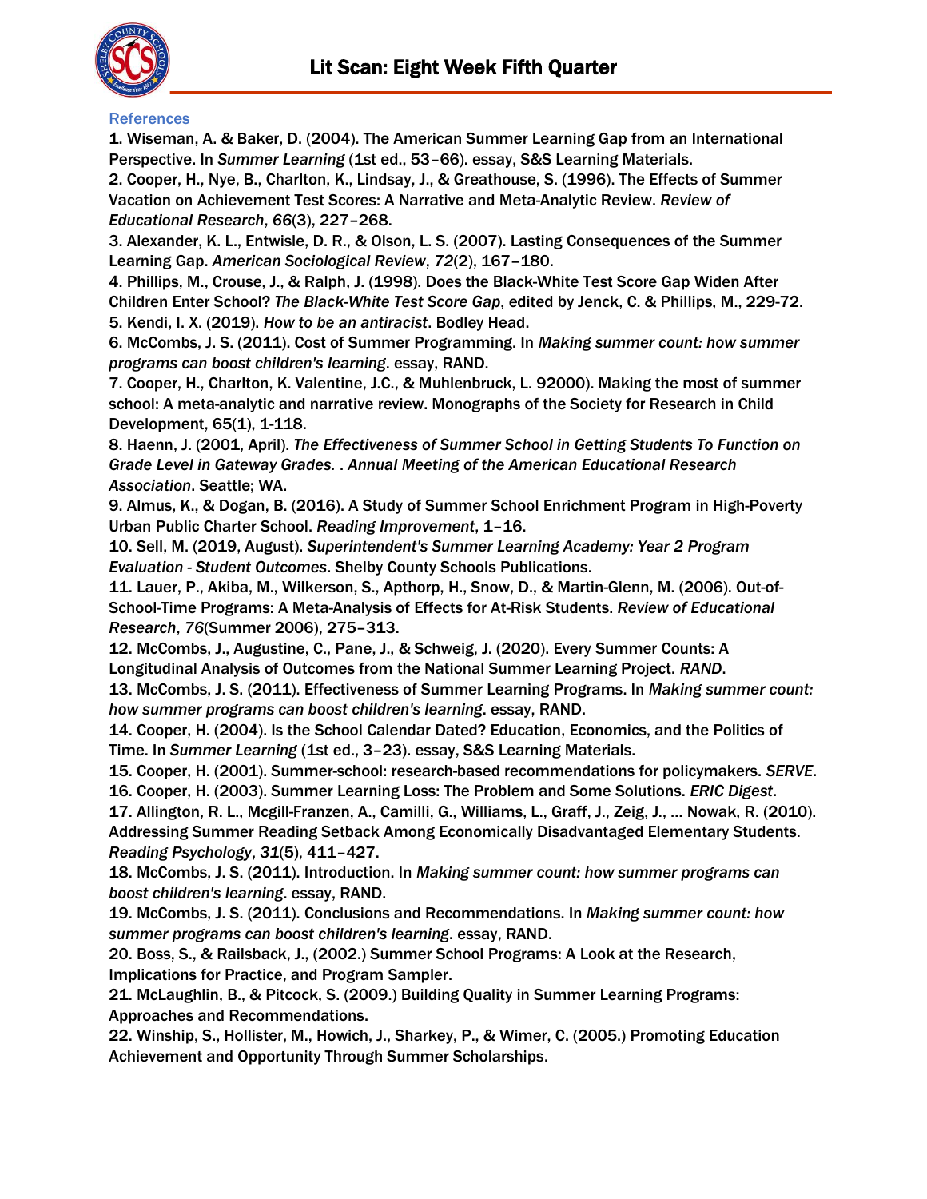### References

1. Wiseman, A. & Baker, D. (2004). The American Summer Learning Gap from an International Perspective. In *Summer Learning* (1st ed., 53–66). essay, S&S Learning Materials.
2. Cooper, H., Nye, B., Charlton, K., Lindsay, J., & Greathouse, S. (1996). The Effects of Summer Vacation on Achievement Test Scores: A Narrative and Meta-Analytic Review. *Review of Educational Research*, *66*(3), 227–268.
3. Alexander, K. L., Entwisle, D. R., & Olson, L. S. (2007). Lasting Consequences of the Summer Learning Gap. *American Sociological Review*, *72*(2), 167–180.
4. Phillips, M., Crouse, J., & Ralph, J. (1998). Does the Black-White Test Score Gap Widen After Children Enter School? *The Black-White Test Score Gap*, edited by Jenck, C. & Phillips, M., 229-72.
5. Kendi, I. X. (2019). *How to be an antiracist*. Bodley Head.
6. McCombs, J. S. (2011). Cost of Summer Programming. In *Making summer count: how summer programs can boost children's learning*. essay, RAND.
7. Cooper, H., Charlton, K. Valentine, J.C., & Muhlenbruck, L. 92000). Making the most of summer school: A meta-analytic and narrative review. Monographs of the Society for Research in Child Development, 65(1), 1-118.
8. Haenn, J. (2001, April). *The Effectiveness of Summer School in Getting Students To Function on Grade Level in Gateway Grades. . Annual Meeting of the American Educational Research Association*. Seattle; WA.
9. Almus, K., & Dogan, B. (2016). A Study of Summer School Enrichment Program in High-Poverty Urban Public Charter School. *Reading Improvement*, 1–16.
10. Sell, M. (2019, August). *Superintendent's Summer Learning Academy: Year 2 Program Evaluation - Student Outcomes*. Shelby County Schools Publications.
11. Lauer, P., Akiba, M., Wilkerson, S., Apthorp, H., Snow, D., & Martin-Glenn, M. (2006). Out-of-School-Time Programs: A Meta-Analysis of Effects for At-Risk Students. *Review of Educational Research*, *76*(Summer 2006), 275–313.
12. McCombs, J., Augustine, C., Pane, J., & Schweig, J. (2020). Every Summer Counts: A Longitudinal Analysis of Outcomes from the National Summer Learning Project. *RAND*.
13. McCombs, J. S. (2011). Effectiveness of Summer Learning Programs. In *Making summer count: how summer programs can boost children's learning*. essay, RAND.
14. Cooper, H. (2004). Is the School Calendar Dated? Education, Economics, and the Politics of Time. In *Summer Learning* (1st ed., 3–23). essay, S&S Learning Materials.
15. Cooper, H. (2001). Summer-school: research-based recommendations for policymakers. *SERVE*.
16. Cooper, H. (2003). Summer Learning Loss: The Problem and Some Solutions. *ERIC Digest*.
17. Allington, R. L., Mcgill-Franzen, A., Camilli, G., Williams, L., Graff, J., Zeig, J., … Nowak, R. (2010). Addressing Summer Reading Setback Among Economically Disadvantaged Elementary Students. *Reading Psychology*, *31*(5), 411–427.
18. McCombs, J. S. (2011). Introduction. In *Making summer count: how summer programs can boost children's learning*. essay, RAND.
19. McCombs, J. S. (2011). Conclusions and Recommendations. In *Making summer count: how summer programs can boost children's learning*. essay, RAND.
20. Boss, S., & Railsback, J., (2002.) Summer School Programs: A Look at the Research, Implications for Practice, and Program Sampler.
21. McLaughlin, B., & Pitcock, S. (2009.) Building Quality in Summer Learning Programs: Approaches and Recommendations.
22. Winship, S., Hollister, M., Howich, J., Sharkey, P., & Wimer, C. (2005.) Promoting Education Achievement and Opportunity Through Summer Scholarships.